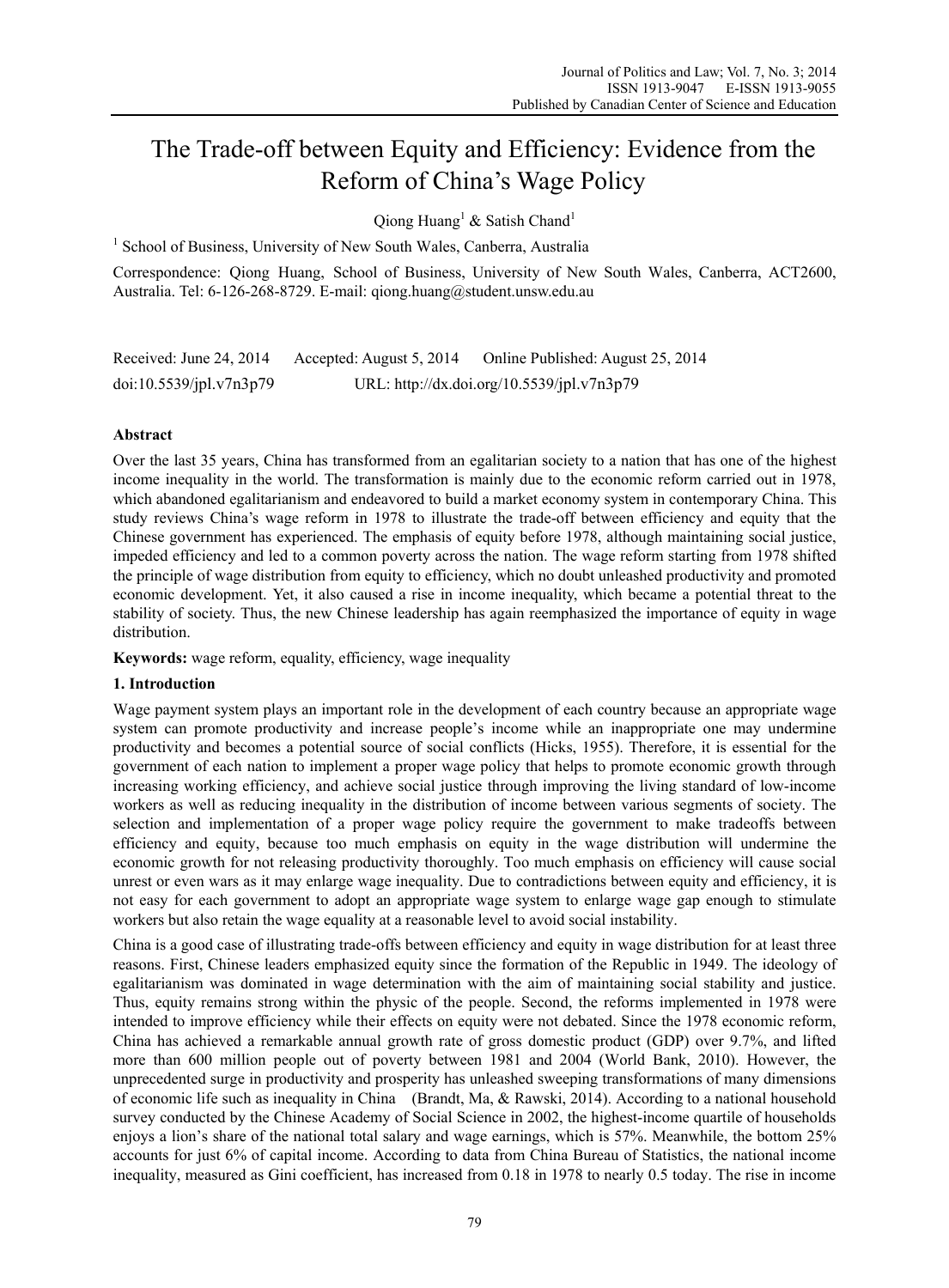# The Trade-off between Equity and Efficiency: Evidence from the Reform of China's Wage Policy

Qiong Huang[1] & Satish Chand[1]

[1] School of Business, University of New South Wales, Canberra, Australia

Correspondence: Qiong Huang, School of Business, University of New South Wales, Canberra, ACT2600, Australia. Tel: 6-126-268-8729. E-mail: qiong.huang@student.unsw.edu.au

Received: June 24, 2014 Accepted: August 5, 2014 Online Published: August 25, 2014

doi:10.5539/jpl.v7n3p79 URL: http://dx.doi.org/10.5539/jpl.v7n3p79

## Abstract

Over the last 35 years, China has transformed from an egalitarian society to a nation that has one of the highest income inequality in the world. The transformation is mainly due to the economic reform carried out in 1978, which abandoned egalitarianism and endeavored to build a market economy system in contemporary China. This study reviews China's wage reform in 1978 to illustrate the trade-off between efficiency and equity that the Chinese government has experienced. The emphasis of equity before 1978, although maintaining social justice, impeded efficiency and led to a common poverty across the nation. The wage reform starting from 1978 shifted the principle of wage distribution from equity to efficiency, which no doubt unleashed productivity and promoted economic development. Yet, it also caused a rise in income inequality, which became a potential threat to the stability of society. Thus, the new Chinese leadership has again reemphasized the importance of equity in wage distribution.

**Keywords:** wage reform, equality, efficiency, wage inequality

## 1. Introduction

Wage payment system plays an important role in the development of each country because an appropriate wage system can promote productivity and increase people's income while an inappropriate one may undermine productivity and becomes a potential source of social conflicts (Hicks, 1955). Therefore, it is essential for the government of each nation to implement a proper wage policy that helps to promote economic growth through increasing working efficiency, and achieve social justice through improving the living standard of low-income workers as well as reducing inequality in the distribution of income between various segments of society. The selection and implementation of a proper wage policy require the government to make tradeoffs between efficiency and equity, because too much emphasis on equity in the wage distribution will undermine the economic growth for not releasing productivity thoroughly. Too much emphasis on efficiency will cause social unrest or even wars as it may enlarge wage inequality. Due to contradictions between equity and efficiency, it is not easy for each government to adopt an appropriate wage system to enlarge wage gap enough to stimulate workers but also retain the wage equality at a reasonable level to avoid social instability.

China is a good case of illustrating trade-offs between efficiency and equity in wage distribution for at least three reasons. First, Chinese leaders emphasized equity since the formation of the Republic in 1949. The ideology of egalitarianism was dominated in wage determination with the aim of maintaining social stability and justice. Thus, equity remains strong within the physic of the people. Second, the reforms implemented in 1978 were intended to improve efficiency while their effects on equity were not debated. Since the 1978 economic reform, China has achieved a remarkable annual growth rate of gross domestic product (GDP) over 9.7%, and lifted more than 600 million people out of poverty between 1981 and 2004 (World Bank, 2010). However, the unprecedented surge in productivity and prosperity has unleashed sweeping transformations of many dimensions of economic life such as inequality in China (Brandt, Ma, & Rawski, 2014). According to a national household survey conducted by the Chinese Academy of Social Science in 2002, the highest-income quartile of households enjoys a lion's share of the national total salary and wage earnings, which is 57%. Meanwhile, the bottom 25% accounts for just 6% of capital income. According to data from China Bureau of Statistics, the national income inequality, measured as Gini coefficient, has increased from 0.18 in 1978 to nearly 0.5 today. The rise in income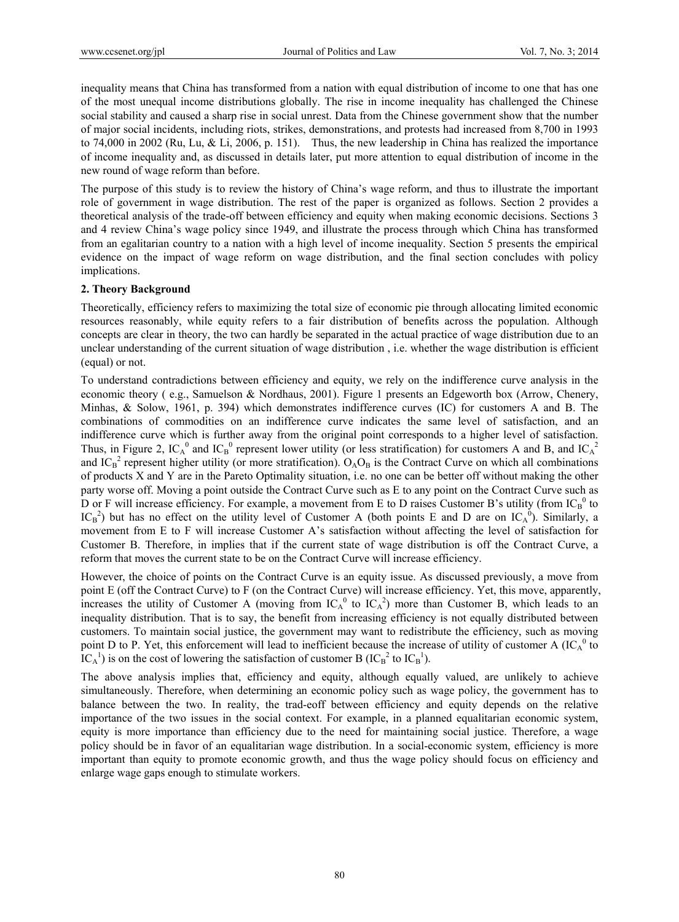inequality means that China has transformed from a nation with equal distribution of income to one that has one of the most unequal income distributions globally. The rise in income inequality has challenged the Chinese social stability and caused a sharp rise in social unrest. Data from the Chinese government show that the number of major social incidents, including riots, strikes, demonstrations, and protests had increased from 8,700 in 1993 to 74,000 in 2002 (Ru, Lu, & Li, 2006, p. 151). Thus, the new leadership in China has realized the importance of income inequality and, as discussed in details later, put more attention to equal distribution of income in the new round of wage reform than before.

The purpose of this study is to review the history of China's wage reform, and thus to illustrate the important role of government in wage distribution. The rest of the paper is organized as follows. Section 2 provides a theoretical analysis of the trade-off between efficiency and equity when making economic decisions. Sections 3 and 4 review China's wage policy since 1949, and illustrate the process through which China has transformed from an egalitarian country to a nation with a high level of income inequality. Section 5 presents the empirical evidence on the impact of wage reform on wage distribution, and the final section concludes with policy implications.

## 2. Theory Background

Theoretically, efficiency refers to maximizing the total size of economic pie through allocating limited economic resources reasonably, while equity refers to a fair distribution of benefits across the population. Although concepts are clear in theory, the two can hardly be separated in the actual practice of wage distribution due to an unclear understanding of the current situation of wage distribution , i.e. whether the wage distribution is efficient (equal) or not.

To understand contradictions between efficiency and equity, we rely on the indifference curve analysis in the economic theory ( e.g., Samuelson & Nordhaus, 2001). Figure 1 presents an Edgeworth box (Arrow, Chenery, Minhas, & Solow, 1961, p. 394) which demonstrates indifference curves (IC) for customers A and B. The combinations of commodities on an indifference curve indicates the same level of satisfaction, and an indifference curve which is further away from the original point corresponds to a higher level of satisfaction. Thus, in Figure 2, $IC_A^0$ and $IC_B^0$ represent lower utility (or less stratification) for customers A and B, and $IC_A^2$ and $IC_B^2$ represent higher utility (or more stratification). $O_AO_B$ is the Contract Curve on which all combinations of products X and Y are in the Pareto Optimality situation, i.e. no one can be better off without making the other party worse off. Moving a point outside the Contract Curve such as E to any point on the Contract Curve such as D or F will increase efficiency. For example, a movement from E to D raises Customer B's utility (from $IC_B^0$ to $IC_B^2$) but has no effect on the utility level of Customer A (both points E and D are on $IC_A^0$). Similarly, a movement from E to F will increase Customer A's satisfaction without affecting the level of satisfaction for Customer B. Therefore, in implies that if the current state of wage distribution is off the Contract Curve, a reform that moves the current state to be on the Contract Curve will increase efficiency.

However, the choice of points on the Contract Curve is an equity issue. As discussed previously, a move from point E (off the Contract Curve) to F (on the Contract Curve) will increase efficiency. Yet, this move, apparently, increases the utility of Customer A (moving from $IC_A^0$ to $IC_A^2$) more than Customer B, which leads to an inequality distribution. That is to say, the benefit from increasing efficiency is not equally distributed between customers. To maintain social justice, the government may want to redistribute the efficiency, such as moving point D to P. Yet, this enforcement will lead to inefficient because the increase of utility of customer A ($IC_A^0$ to $IC_A^1$) is on the cost of lowering the satisfaction of customer B ($IC_B^2$ to $IC_B^1$).

The above analysis implies that, efficiency and equity, although equally valued, are unlikely to achieve simultaneously. Therefore, when determining an economic policy such as wage policy, the government has to balance between the two. In reality, the trad-eoff between efficiency and equity depends on the relative importance of the two issues in the social context. For example, in a planned equalitarian economic system, equity is more importance than efficiency due to the need for maintaining social justice. Therefore, a wage policy should be in favor of an equalitarian wage distribution. In a social-economic system, efficiency is more important than equity to promote economic growth, and thus the wage policy should focus on efficiency and enlarge wage gaps enough to stimulate workers.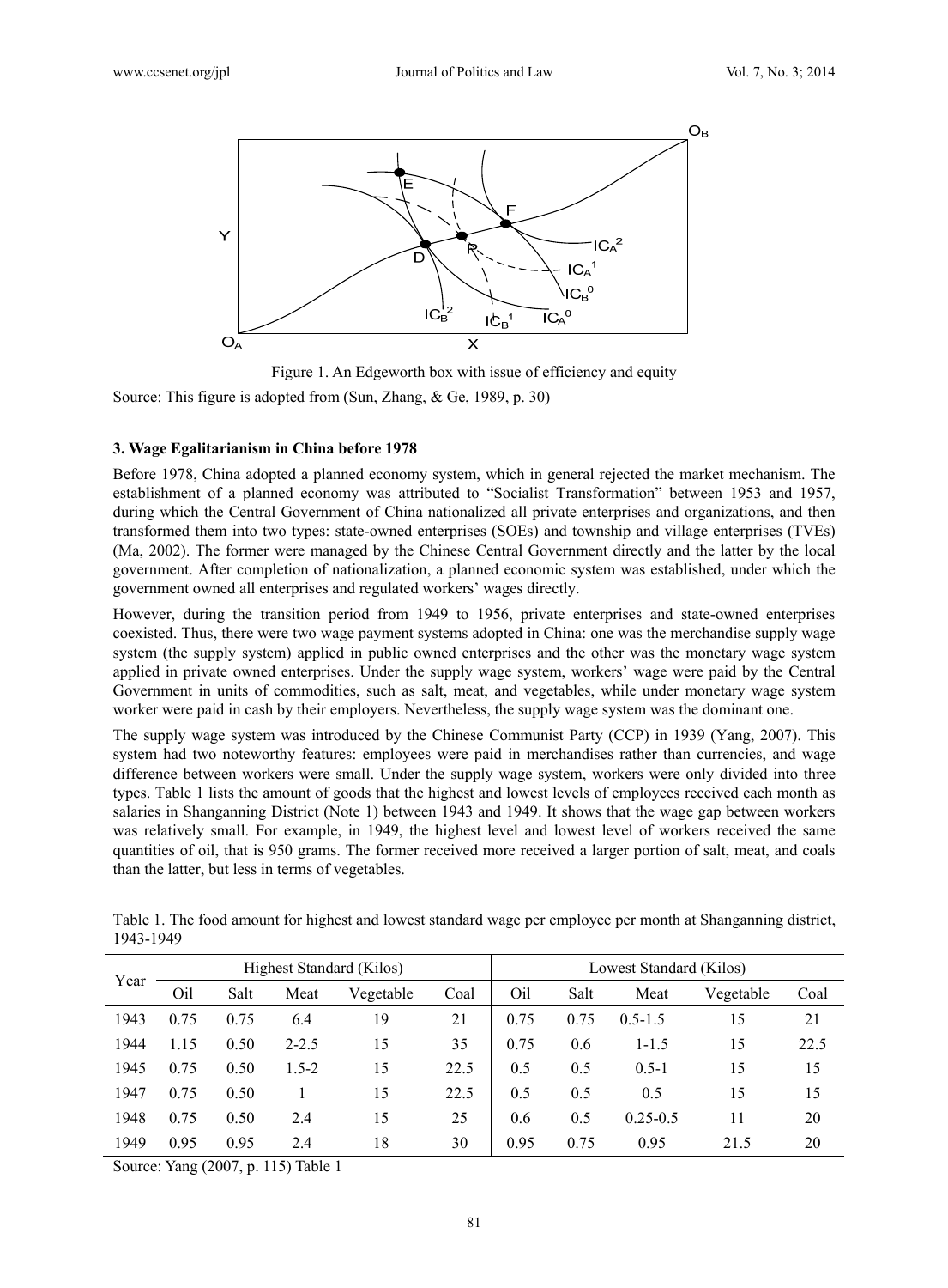Figure 1. An Edgeworth box with issue of efficiency and equity

Source: This figure is adopted from (Sun, Zhang, & Ge, 1989, p. 30)

### 3. Wage Egalitarianism in China before 1978

Before 1978, China adopted a planned economy system, which in general rejected the market mechanism. The establishment of a planned economy was attributed to "Socialist Transformation" between 1953 and 1957, during which the Central Government of China nationalized all private enterprises and organizations, and then transformed them into two types: state-owned enterprises (SOEs) and township and village enterprises (TVEs) (Ma, 2002). The former were managed by the Chinese Central Government directly and the latter by the local government. After completion of nationalization, a planned economic system was established, under which the government owned all enterprises and regulated workers' wages directly.

However, during the transition period from 1949 to 1956, private enterprises and state-owned enterprises coexisted. Thus, there were two wage payment systems adopted in China: one was the merchandise supply wage system (the supply system) applied in public owned enterprises and the other was the monetary wage system applied in private owned enterprises. Under the supply wage system, workers' wage were paid by the Central Government in units of commodities, such as salt, meat, and vegetables, while under monetary wage system worker were paid in cash by their employers. Nevertheless, the supply wage system was the dominant one.

The supply wage system was introduced by the Chinese Communist Party (CCP) in 1939 (Yang, 2007). This system had two noteworthy features: employees were paid in merchandises rather than currencies, and wage difference between workers were small. Under the supply wage system, workers were only divided into three types. Table 1 lists the amount of goods that the highest and lowest levels of employees received each month as salaries in Shanganning District (Note 1) between 1943 and 1949. It shows that the wage gap between workers was relatively small. For example, in 1949, the highest level and lowest level of workers received the same quantities of oil, that is 950 grams. The former received more received a larger portion of salt, meat, and coals than the latter, but less in terms of vegetables.

Table 1. The food amount for highest and lowest standard wage per employee per month at Shanganning district, 1943-1949

| Year | Highest Standard (Kilos) | | | | | Lowest Standard (Kilos) | | | | |
|---|---|---|---|---|---|---|---|---|---|---|
| | Oil | Salt | Meat | Vegetable | Coal | Oil | Salt | Meat | Vegetable | Coal |
| 1943 | 0.75 | 0.75 | 6.4 | 19 | 21 | 0.75 | 0.75 | 0.5-1.5 | 15 | 21 |
| 1944 | 1.15 | 0.50 | 2-2.5 | 15 | 35 | 0.75 | 0.6 | 1-1.5 | 15 | 22.5 |
| 1945 | 0.75 | 0.50 | 1.5-2 | 15 | 22.5 | 0.5 | 0.5 | 0.5-1 | 15 | 15 |
| 1947 | 0.75 | 0.50 | 1 | 15 | 22.5 | 0.5 | 0.5 | 0.5 | 15 | 15 |
| 1948 | 0.75 | 0.50 | 2.4 | 15 | 25 | 0.6 | 0.5 | 0.25-0.5 | 11 | 20 |
| 1949 | 0.95 | 0.95 | 2.4 | 18 | 30 | 0.95 | 0.75 | 0.95 | 21.5 | 20 |

Source: Yang (2007, p. 115) Table 1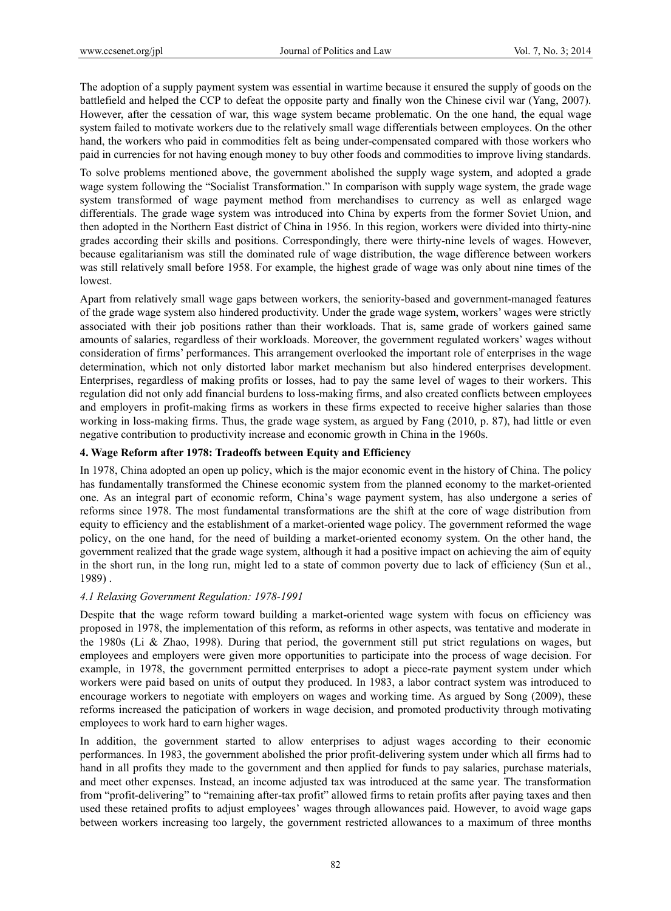The adoption of a supply payment system was essential in wartime because it ensured the supply of goods on the battlefield and helped the CCP to defeat the opposite party and finally won the Chinese civil war (Yang, 2007). However, after the cessation of war, this wage system became problematic. On the one hand, the equal wage system failed to motivate workers due to the relatively small wage differentials between employees. On the other hand, the workers who paid in commodities felt as being under-compensated compared with those workers who paid in currencies for not having enough money to buy other foods and commodities to improve living standards.

To solve problems mentioned above, the government abolished the supply wage system, and adopted a grade wage system following the "Socialist Transformation." In comparison with supply wage system, the grade wage system transformed of wage payment method from merchandises to currency as well as enlarged wage differentials. The grade wage system was introduced into China by experts from the former Soviet Union, and then adopted in the Northern East district of China in 1956. In this region, workers were divided into thirty-nine grades according their skills and positions. Correspondingly, there were thirty-nine levels of wages. However, because egalitarianism was still the dominated rule of wage distribution, the wage difference between workers was still relatively small before 1958. For example, the highest grade of wage was only about nine times of the lowest.

Apart from relatively small wage gaps between workers, the seniority-based and government-managed features of the grade wage system also hindered productivity. Under the grade wage system, workers' wages were strictly associated with their job positions rather than their workloads. That is, same grade of workers gained same amounts of salaries, regardless of their workloads. Moreover, the government regulated workers' wages without consideration of firms' performances. This arrangement overlooked the important role of enterprises in the wage determination, which not only distorted labor market mechanism but also hindered enterprises development. Enterprises, regardless of making profits or losses, had to pay the same level of wages to their workers. This regulation did not only add financial burdens to loss-making firms, and also created conflicts between employees and employers in profit-making firms as workers in these firms expected to receive higher salaries than those working in loss-making firms. Thus, the grade wage system, as argued by Fang (2010, p. 87), had little or even negative contribution to productivity increase and economic growth in China in the 1960s.

## 4. Wage Reform after 1978: Tradeoffs between Equity and Efficiency

In 1978, China adopted an open up policy, which is the major economic event in the history of China. The policy has fundamentally transformed the Chinese economic system from the planned economy to the market-oriented one. As an integral part of economic reform, China's wage payment system, has also undergone a series of reforms since 1978. The most fundamental transformations are the shift at the core of wage distribution from equity to efficiency and the establishment of a market-oriented wage policy. The government reformed the wage policy, on the one hand, for the need of building a market-oriented economy system. On the other hand, the government realized that the grade wage system, although it had a positive impact on achieving the aim of equity in the short run, in the long run, might led to a state of common poverty due to lack of efficiency (Sun et al., 1989) .

### *4.1 Relaxing Government Regulation: 1978-1991*

Despite that the wage reform toward building a market-oriented wage system with focus on efficiency was proposed in 1978, the implementation of this reform, as reforms in other aspects, was tentative and moderate in the 1980s (Li & Zhao, 1998). During that period, the government still put strict regulations on wages, but employees and employers were given more opportunities to participate into the process of wage decision. For example, in 1978, the government permitted enterprises to adopt a piece-rate payment system under which workers were paid based on units of output they produced. In 1983, a labor contract system was introduced to encourage workers to negotiate with employers on wages and working time. As argued by Song (2009), these reforms increased the paticipation of workers in wage decision, and promoted productivity through motivating employees to work hard to earn higher wages.

In addition, the government started to allow enterprises to adjust wages according to their economic performances. In 1983, the government abolished the prior profit-delivering system under which all firms had to hand in all profits they made to the government and then applied for funds to pay salaries, purchase materials, and meet other expenses. Instead, an income adjusted tax was introduced at the same year. The transformation from "profit-delivering" to "remaining after-tax profit" allowed firms to retain profits after paying taxes and then used these retained profits to adjust employees' wages through allowances paid. However, to avoid wage gaps between workers increasing too largely, the government restricted allowances to a maximum of three months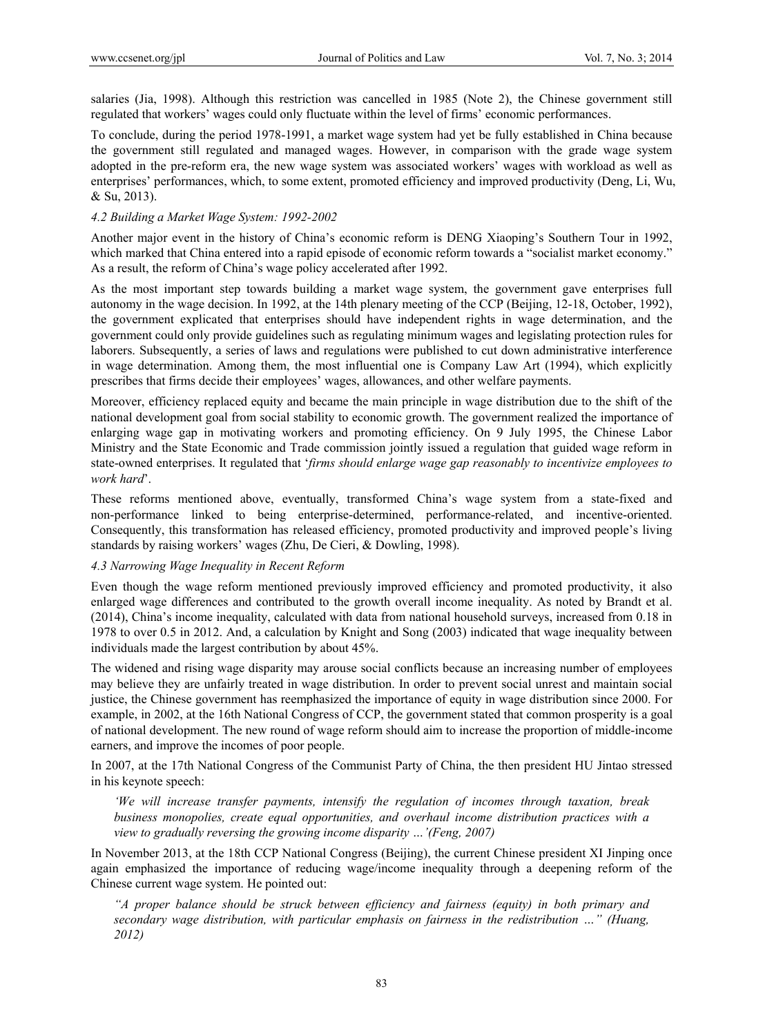salaries (Jia, 1998). Although this restriction was cancelled in 1985 (Note 2), the Chinese government still regulated that workers' wages could only fluctuate within the level of firms' economic performances.

To conclude, during the period 1978-1991, a market wage system had yet be fully established in China because the government still regulated and managed wages. However, in comparison with the grade wage system adopted in the pre-reform era, the new wage system was associated workers' wages with workload as well as enterprises' performances, which, to some extent, promoted efficiency and improved productivity (Deng, Li, Wu, & Su, 2013).

### *4.2 Building a Market Wage System: 1992-2002*

Another major event in the history of China's economic reform is DENG Xiaoping's Southern Tour in 1992, which marked that China entered into a rapid episode of economic reform towards a "socialist market economy." As a result, the reform of China's wage policy accelerated after 1992.

As the most important step towards building a market wage system, the government gave enterprises full autonomy in the wage decision. In 1992, at the 14th plenary meeting of the CCP (Beijing, 12-18, October, 1992), the government explicated that enterprises should have independent rights in wage determination, and the government could only provide guidelines such as regulating minimum wages and legislating protection rules for laborers. Subsequently, a series of laws and regulations were published to cut down administrative interference in wage determination. Among them, the most influential one is Company Law Art (1994), which explicitly prescribes that firms decide their employees' wages, allowances, and other welfare payments.

Moreover, efficiency replaced equity and became the main principle in wage distribution due to the shift of the national development goal from social stability to economic growth. The government realized the importance of enlarging wage gap in motivating workers and promoting efficiency. On 9 July 1995, the Chinese Labor Ministry and the State Economic and Trade commission jointly issued a regulation that guided wage reform in state-owned enterprises. It regulated that '*firms should enlarge wage gap reasonably to incentivize employees to work hard*'.

These reforms mentioned above, eventually, transformed China's wage system from a state-fixed and non-performance linked to being enterprise-determined, performance-related, and incentive-oriented. Consequently, this transformation has released efficiency, promoted productivity and improved people's living standards by raising workers' wages (Zhu, De Cieri, & Dowling, 1998).

### *4.3 Narrowing Wage Inequality in Recent Reform*

Even though the wage reform mentioned previously improved efficiency and promoted productivity, it also enlarged wage differences and contributed to the growth overall income inequality. As noted by Brandt et al. (2014), China's income inequality, calculated with data from national household surveys, increased from 0.18 in 1978 to over 0.5 in 2012. And, a calculation by Knight and Song (2003) indicated that wage inequality between individuals made the largest contribution by about 45%.

The widened and rising wage disparity may arouse social conflicts because an increasing number of employees may believe they are unfairly treated in wage distribution. In order to prevent social unrest and maintain social justice, the Chinese government has reemphasized the importance of equity in wage distribution since 2000. For example, in 2002, at the 16th National Congress of CCP, the government stated that common prosperity is a goal of national development. The new round of wage reform should aim to increase the proportion of middle-income earners, and improve the incomes of poor people.

In 2007, at the 17th National Congress of the Communist Party of China, the then president HU Jintao stressed in his keynote speech:

> *'We will increase transfer payments, intensify the regulation of incomes through taxation, break business monopolies, create equal opportunities, and overhaul income distribution practices with a view to gradually reversing the growing income disparity …'(Feng, 2007)*

In November 2013, at the 18th CCP National Congress (Beijing), the current Chinese president XI Jinping once again emphasized the importance of reducing wage/income inequality through a deepening reform of the Chinese current wage system. He pointed out:

> *"A proper balance should be struck between efficiency and fairness (equity) in both primary and secondary wage distribution, with particular emphasis on fairness in the redistribution …" (Huang, 2012)*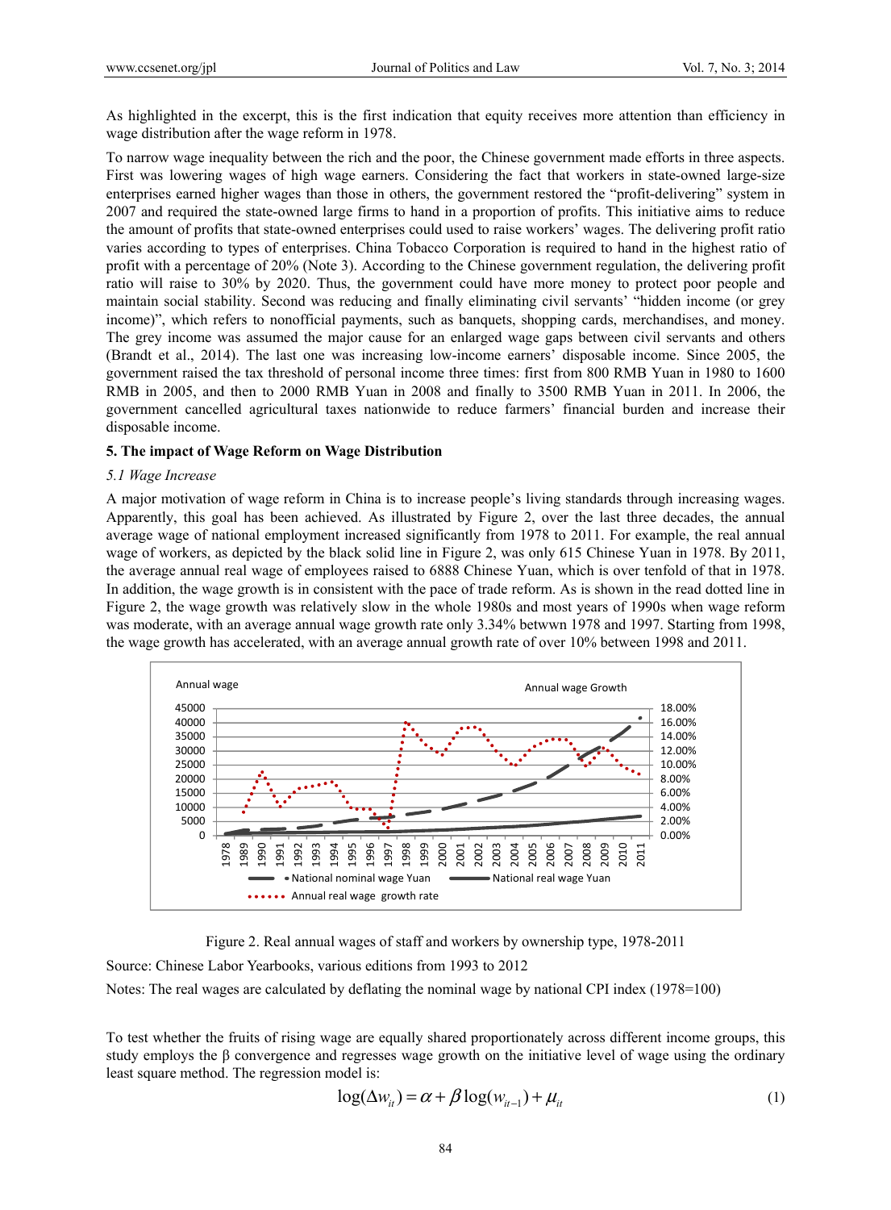As highlighted in the excerpt, this is the first indication that equity receives more attention than efficiency in wage distribution after the wage reform in 1978.

To narrow wage inequality between the rich and the poor, the Chinese government made efforts in three aspects. First was lowering wages of high wage earners. Considering the fact that workers in state-owned large-size enterprises earned higher wages than those in others, the government restored the "profit-delivering" system in 2007 and required the state-owned large firms to hand in a proportion of profits. This initiative aims to reduce the amount of profits that state-owned enterprises could used to raise workers' wages. The delivering profit ratio varies according to types of enterprises. China Tobacco Corporation is required to hand in the highest ratio of profit with a percentage of 20% (Note 3). According to the Chinese government regulation, the delivering profit ratio will raise to 30% by 2020. Thus, the government could have more money to protect poor people and maintain social stability. Second was reducing and finally eliminating civil servants' "hidden income (or grey income)", which refers to nonofficial payments, such as banquets, shopping cards, merchandises, and money. The grey income was assumed the major cause for an enlarged wage gaps between civil servants and others (Brandt et al., 2014). The last one was increasing low-income earners' disposable income. Since 2005, the government raised the tax threshold of personal income three times: first from 800 RMB Yuan in 1980 to 1600 RMB in 2005, and then to 2000 RMB Yuan in 2008 and finally to 3500 RMB Yuan in 2011. In 2006, the government cancelled agricultural taxes nationwide to reduce farmers' financial burden and increase their disposable income.

### 5. The impact of Wage Reform on Wage Distribution

#### *5.1 Wage Increase*

A major motivation of wage reform in China is to increase people's living standards through increasing wages. Apparently, this goal has been achieved. As illustrated by Figure 2, over the last three decades, the annual average wage of national employment increased significantly from 1978 to 2011. For example, the real annual wage of workers, as depicted by the black solid line in Figure 2, was only 615 Chinese Yuan in 1978. By 2011, the average annual real wage of employees raised to 6888 Chinese Yuan, which is over tenfold of that in 1978. In addition, the wage growth is in consistent with the pace of trade reform. As is shown in the read dotted line in Figure 2, the wage growth was relatively slow in the whole 1980s and most years of 1990s when wage reform was moderate, with an average annual wage growth rate only 3.34% betwwn 1978 and 1997. Starting from 1998, the wage growth has accelerated, with an average annual growth rate of over 10% between 1998 and 2011.

Figure 2. Real annual wages of staff and workers by ownership type, 1978-2011

Source: Chinese Labor Yearbooks, various editions from 1993 to 2012

Notes: The real wages are calculated by deflating the nominal wage by national CPI index (1978=100)

To test whether the fruits of rising wage are equally shared proportionately across different income groups, this study employs the β convergence and regresses wage growth on the initiative level of wage using the ordinary least square method. The regression model is:

$$\log(\Delta w_{it}) = \alpha + \beta \log(w_{it-1}) + \mu_{it} \tag{1}$$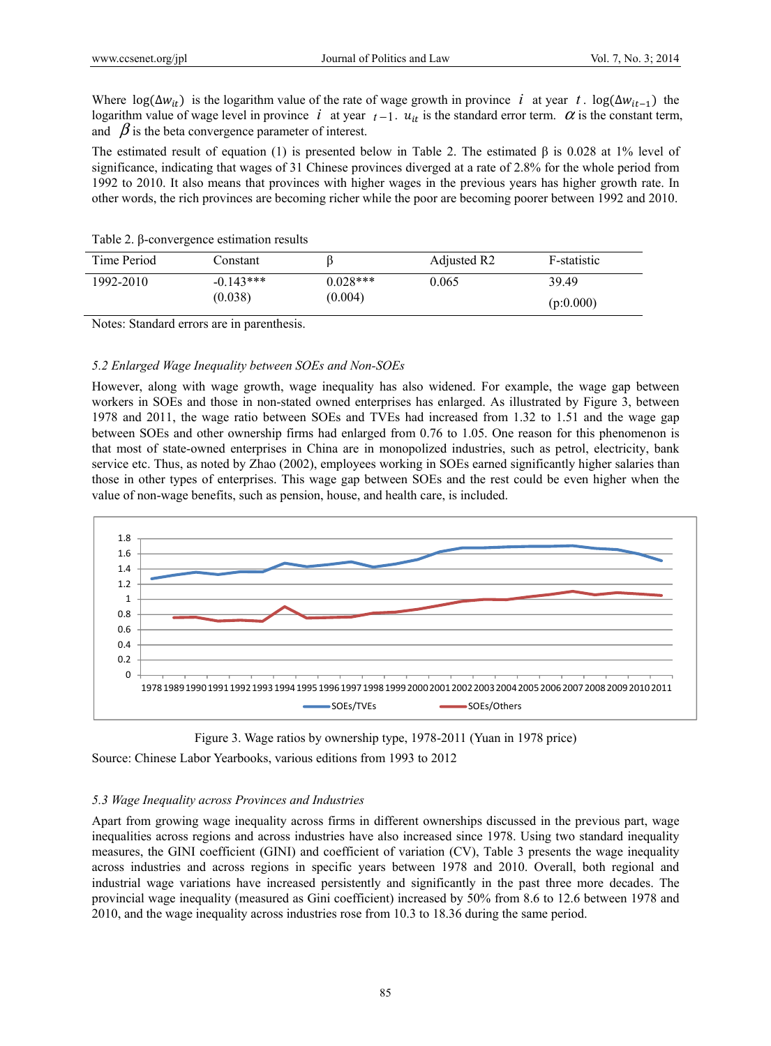Where $\log(\Delta w_{it})$ is the logarithm value of the rate of wage growth in province $i$ at year $t$. $\log(\Delta w_{it-1})$ the logarithm value of wage level in province $i$ at year $t-1$. $u_{it}$ is the standard error term. $\alpha$ is the constant term, and $\beta$ is the beta convergence parameter of interest.

The estimated result of equation (1) is presented below in Table 2. The estimated β is 0.028 at 1% level of significance, indicating that wages of 31 Chinese provinces diverged at a rate of 2.8% for the whole period from 1992 to 2010. It also means that provinces with higher wages in the previous years has higher growth rate. In other words, the rich provinces are becoming richer while the poor are becoming poorer between 1992 and 2010.

Table 2. β-convergence estimation results

| Time Period | Constant | β | Adjusted R2 | F-statistic |
|---|---|---|---|---|
| 1992-2010 | -0.143***<br>(0.038) | 0.028***<br>(0.004) | 0.065 | 39.49<br>(p:0.000) |

Notes: Standard errors are in parenthesis.

### *5.2 Enlarged Wage Inequality between SOEs and Non-SOEs*

However, along with wage growth, wage inequality has also widened. For example, the wage gap between workers in SOEs and those in non-stated owned enterprises has enlarged. As illustrated by Figure 3, between 1978 and 2011, the wage ratio between SOEs and TVEs had increased from 1.32 to 1.51 and the wage gap between SOEs and other ownership firms had enlarged from 0.76 to 1.05. One reason for this phenomenon is that most of state-owned enterprises in China are in monopolized industries, such as petrol, electricity, bank service etc. Thus, as noted by Zhao (2002), employees working in SOEs earned significantly higher salaries than those in other types of enterprises. This wage gap between SOEs and the rest could be even higher when the value of non-wage benefits, such as pension, house, and health care, is included.

Figure 3. Wage ratios by ownership type, 1978-2011 (Yuan in 1978 price)

Source: Chinese Labor Yearbooks, various editions from 1993 to 2012

### *5.3 Wage Inequality across Provinces and Industries*

Apart from growing wage inequality across firms in different ownerships discussed in the previous part, wage inequalities across regions and across industries have also increased since 1978. Using two standard inequality measures, the GINI coefficient (GINI) and coefficient of variation (CV), Table 3 presents the wage inequality across industries and across regions in specific years between 1978 and 2010. Overall, both regional and industrial wage variations have increased persistently and significantly in the past three more decades. The provincial wage inequality (measured as Gini coefficient) increased by 50% from 8.6 to 12.6 between 1978 and 2010, and the wage inequality across industries rose from 10.3 to 18.36 during the same period.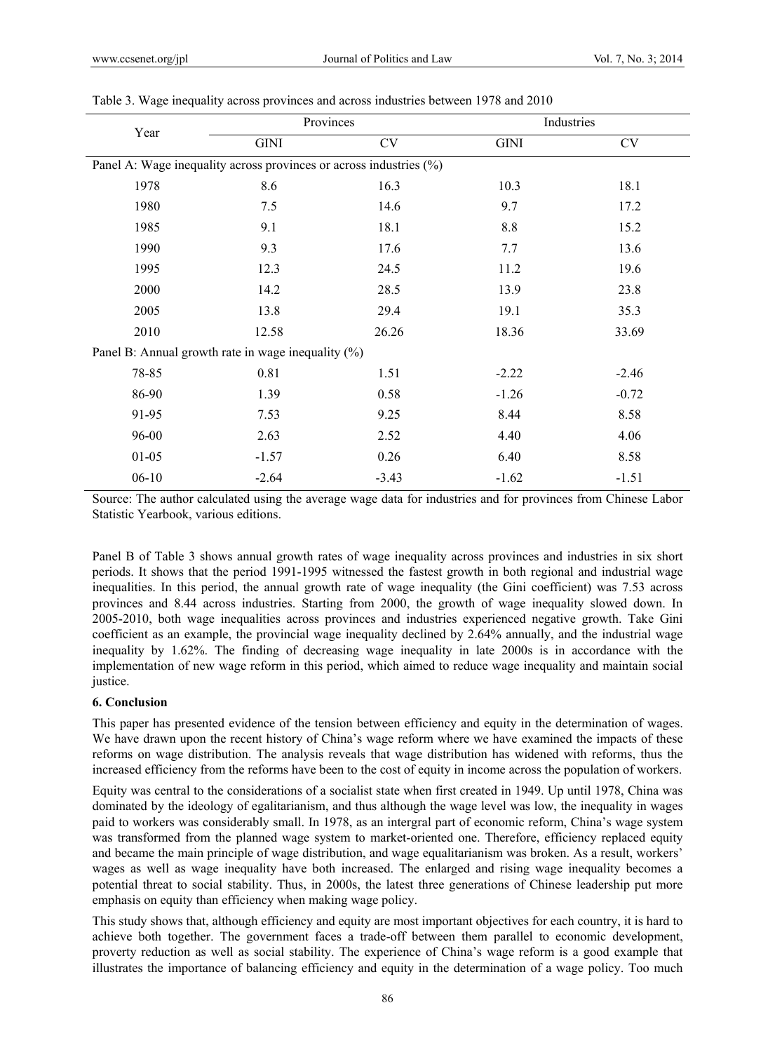Table 3. Wage inequality across provinces and across industries between 1978 and 2010

| Year | Provinces | | Industries | |
|---|---|---|---|---|
| | GINI | CV | GINI | CV |
| Panel A: Wage inequality across provinces or across industries (%) | | | | |
| 1978 | 8.6 | 16.3 | 10.3 | 18.1 |
| 1980 | 7.5 | 14.6 | 9.7 | 17.2 |
| 1985 | 9.1 | 18.1 | 8.8 | 15.2 |
| 1990 | 9.3 | 17.6 | 7.7 | 13.6 |
| 1995 | 12.3 | 24.5 | 11.2 | 19.6 |
| 2000 | 14.2 | 28.5 | 13.9 | 23.8 |
| 2005 | 13.8 | 29.4 | 19.1 | 35.3 |
| 2010 | 12.58 | 26.26 | 18.36 | 33.69 |
| Panel B: Annual growth rate in wage inequality (%) | | | | |
| 78-85 | 0.81 | 1.51 | -2.22 | -2.46 |
| 86-90 | 1.39 | 0.58 | -1.26 | -0.72 |
| 91-95 | 7.53 | 9.25 | 8.44 | 8.58 |
| 96-00 | 2.63 | 2.52 | 4.40 | 4.06 |
| 01-05 | -1.57 | 0.26 | 6.40 | 8.58 |
| 06-10 | -2.64 | -3.43 | -1.62 | -1.51 |

Source: The author calculated using the average wage data for industries and for provinces from Chinese Labor Statistic Yearbook, various editions.

Panel B of Table 3 shows annual growth rates of wage inequality across provinces and industries in six short periods. It shows that the period 1991-1995 witnessed the fastest growth in both regional and industrial wage inequalities. In this period, the annual growth rate of wage inequality (the Gini coefficient) was 7.53 across provinces and 8.44 across industries. Starting from 2000, the growth of wage inequality slowed down. In 2005-2010, both wage inequalities across provinces and industries experienced negative growth. Take Gini coefficient as an example, the provincial wage inequality declined by 2.64% annually, and the industrial wage inequality by 1.62%. The finding of decreasing wage inequality in late 2000s is in accordance with the implementation of new wage reform in this period, which aimed to reduce wage inequality and maintain social justice.

## 6. Conclusion

This paper has presented evidence of the tension between efficiency and equity in the determination of wages. We have drawn upon the recent history of China's wage reform where we have examined the impacts of these reforms on wage distribution. The analysis reveals that wage distribution has widened with reforms, thus the increased efficiency from the reforms have been to the cost of equity in income across the population of workers.

Equity was central to the considerations of a socialist state when first created in 1949. Up until 1978, China was dominated by the ideology of egalitarianism, and thus although the wage level was low, the inequality in wages paid to workers was considerably small. In 1978, as an intergral part of economic reform, China's wage system was transformed from the planned wage system to market-oriented one. Therefore, efficiency replaced equity and became the main principle of wage distribution, and wage equalitarianism was broken. As a result, workers' wages as well as wage inequality have both increased. The enlarged and rising wage inequality becomes a potential threat to social stability. Thus, in 2000s, the latest three generations of Chinese leadership put more emphasis on equity than efficiency when making wage policy.

This study shows that, although efficiency and equity are most important objectives for each country, it is hard to achieve both together. The government faces a trade-off between them parallel to economic development, proverty reduction as well as social stability. The experience of China's wage reform is a good example that illustrates the importance of balancing efficiency and equity in the determination of a wage policy. Too much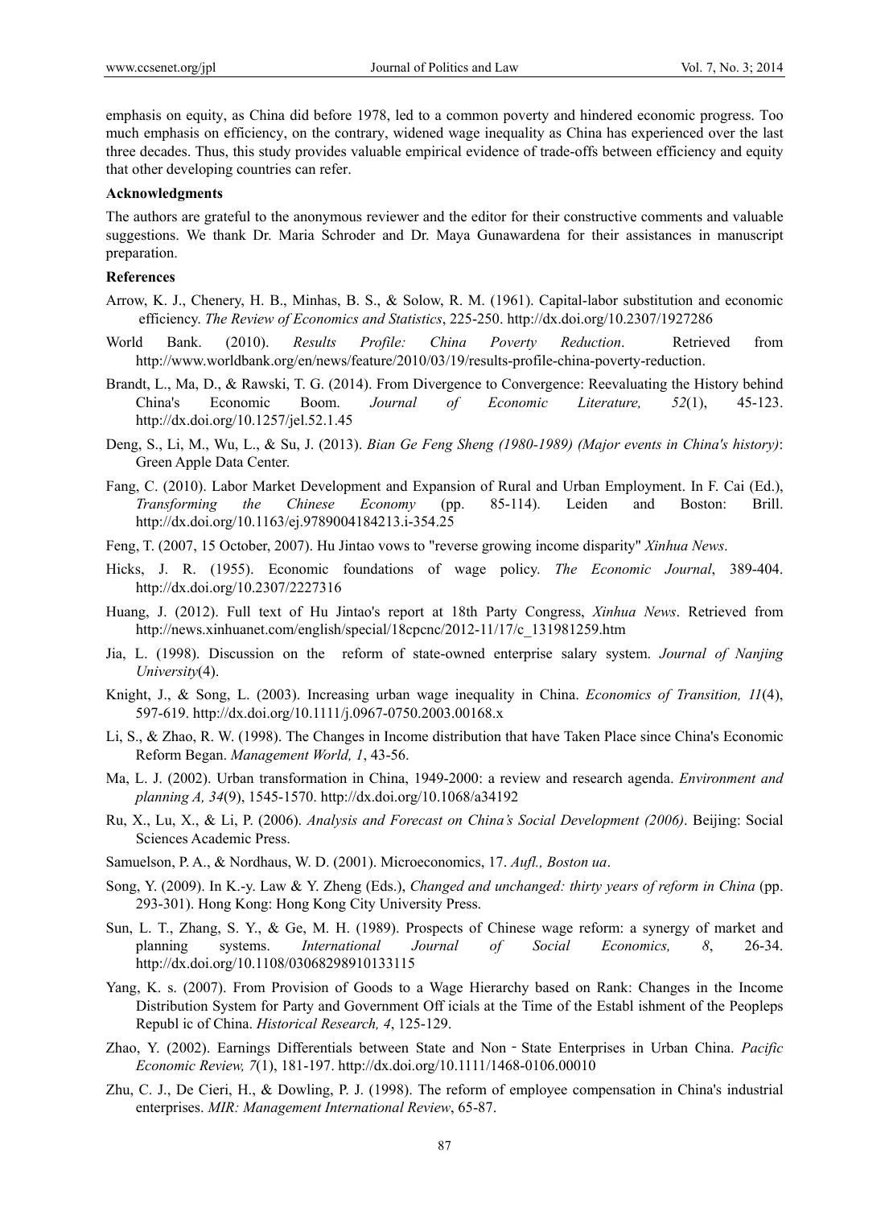emphasis on equity, as China did before 1978, led to a common poverty and hindered economic progress. Too much emphasis on efficiency, on the contrary, widened wage inequality as China has experienced over the last three decades. Thus, this study provides valuable empirical evidence of trade-offs between efficiency and equity that other developing countries can refer.

## Acknowledgments

The authors are grateful to the anonymous reviewer and the editor for their constructive comments and valuable suggestions. We thank Dr. Maria Schroder and Dr. Maya Gunawardena for their assistances in manuscript preparation.

## References

Arrow, K. J., Chenery, H. B., Minhas, B. S., & Solow, R. M. (1961). Capital-labor substitution and economic efficiency. *The Review of Economics and Statistics*, 225-250. http://dx.doi.org/10.2307/1927286

World Bank. (2010). *Results Profile: China Poverty Reduction*. Retrieved from http://www.worldbank.org/en/news/feature/2010/03/19/results-profile-china-poverty-reduction.

Brandt, L., Ma, D., & Rawski, T. G. (2014). From Divergence to Convergence: Reevaluating the History behind China's Economic Boom. *Journal of Economic Literature, 52*(1), 45-123. http://dx.doi.org/10.1257/jel.52.1.45

Deng, S., Li, M., Wu, L., & Su, J. (2013). *Bian Ge Feng Sheng (1980-1989) (Major events in China's history)*: Green Apple Data Center.

Fang, C. (2010). Labor Market Development and Expansion of Rural and Urban Employment. In F. Cai (Ed.), *Transforming the Chinese Economy* (pp. 85-114). Leiden and Boston: Brill. http://dx.doi.org/10.1163/ej.9789004184213.i-354.25

Feng, T. (2007, 15 October, 2007). Hu Jintao vows to "reverse growing income disparity" *Xinhua News*.

Hicks, J. R. (1955). Economic foundations of wage policy. *The Economic Journal*, 389-404. http://dx.doi.org/10.2307/2227316

Huang, J. (2012). Full text of Hu Jintao's report at 18th Party Congress, *Xinhua News*. Retrieved from http://news.xinhuanet.com/english/special/18cpcnc/2012-11/17/c_131981259.htm

Jia, L. (1998). Discussion on the reform of state-owned enterprise salary system. *Journal of Nanjing University*(4).

Knight, J., & Song, L. (2003). Increasing urban wage inequality in China. *Economics of Transition, 11*(4), 597-619. http://dx.doi.org/10.1111/j.0967-0750.2003.00168.x

Li, S., & Zhao, R. W. (1998). The Changes in Income distribution that have Taken Place since China's Economic Reform Began. *Management World, 1*, 43-56.

Ma, L. J. (2002). Urban transformation in China, 1949-2000: a review and research agenda. *Environment and planning A, 34*(9), 1545-1570. http://dx.doi.org/10.1068/a34192

Ru, X., Lu, X., & Li, P. (2006). *Analysis and Forecast on China's Social Development (2006)*. Beijing: Social Sciences Academic Press.

Samuelson, P. A., & Nordhaus, W. D. (2001). Microeconomics, 17. *Aufl., Boston ua*.

Song, Y. (2009). In K.-y. Law & Y. Zheng (Eds.), *Changed and unchanged: thirty years of reform in China* (pp. 293-301). Hong Kong: Hong Kong City University Press.

Sun, L. T., Zhang, S. Y., & Ge, M. H. (1989). Prospects of Chinese wage reform: a synergy of market and planning systems. *International Journal of Social Economics, 8*, 26-34. http://dx.doi.org/10.1108/03068298910133115

Yang, K. s. (2007). From Provision of Goods to a Wage Hierarchy based on Rank: Changes in the Income Distribution System for Party and Government Off icials at the Time of the Establ ishment of the Peopleps Republ ic of China. *Historical Research, 4*, 125-129.

Zhao, Y. (2002). Earnings Differentials between State and Non‐State Enterprises in Urban China. *Pacific Economic Review, 7*(1), 181-197. http://dx.doi.org/10.1111/1468-0106.00010

Zhu, C. J., De Cieri, H., & Dowling, P. J. (1998). The reform of employee compensation in China's industrial enterprises. *MIR: Management International Review*, 65-87.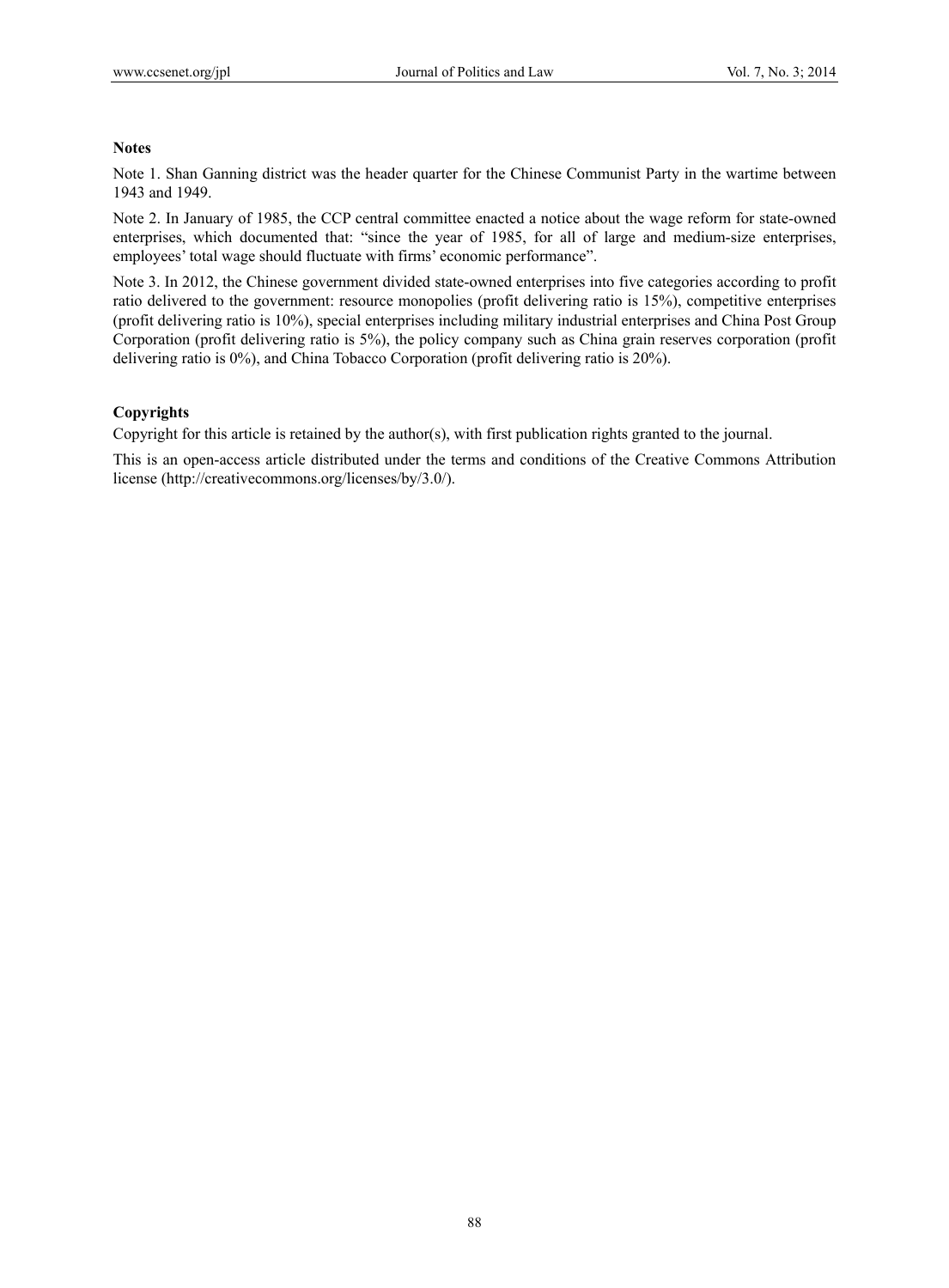## Notes

Note 1. Shan Ganning district was the header quarter for the Chinese Communist Party in the wartime between 1943 and 1949.

Note 2. In January of 1985, the CCP central committee enacted a notice about the wage reform for state-owned enterprises, which documented that: "since the year of 1985, for all of large and medium-size enterprises, employees' total wage should fluctuate with firms' economic performance".

Note 3. In 2012, the Chinese government divided state-owned enterprises into five categories according to profit ratio delivered to the government: resource monopolies (profit delivering ratio is 15%), competitive enterprises (profit delivering ratio is 10%), special enterprises including military industrial enterprises and China Post Group Corporation (profit delivering ratio is 5%), the policy company such as China grain reserves corporation (profit delivering ratio is 0%), and China Tobacco Corporation (profit delivering ratio is 20%).

## Copyrights

Copyright for this article is retained by the author(s), with first publication rights granted to the journal.

This is an open-access article distributed under the terms and conditions of the Creative Commons Attribution license (http://creativecommons.org/licenses/by/3.0/).